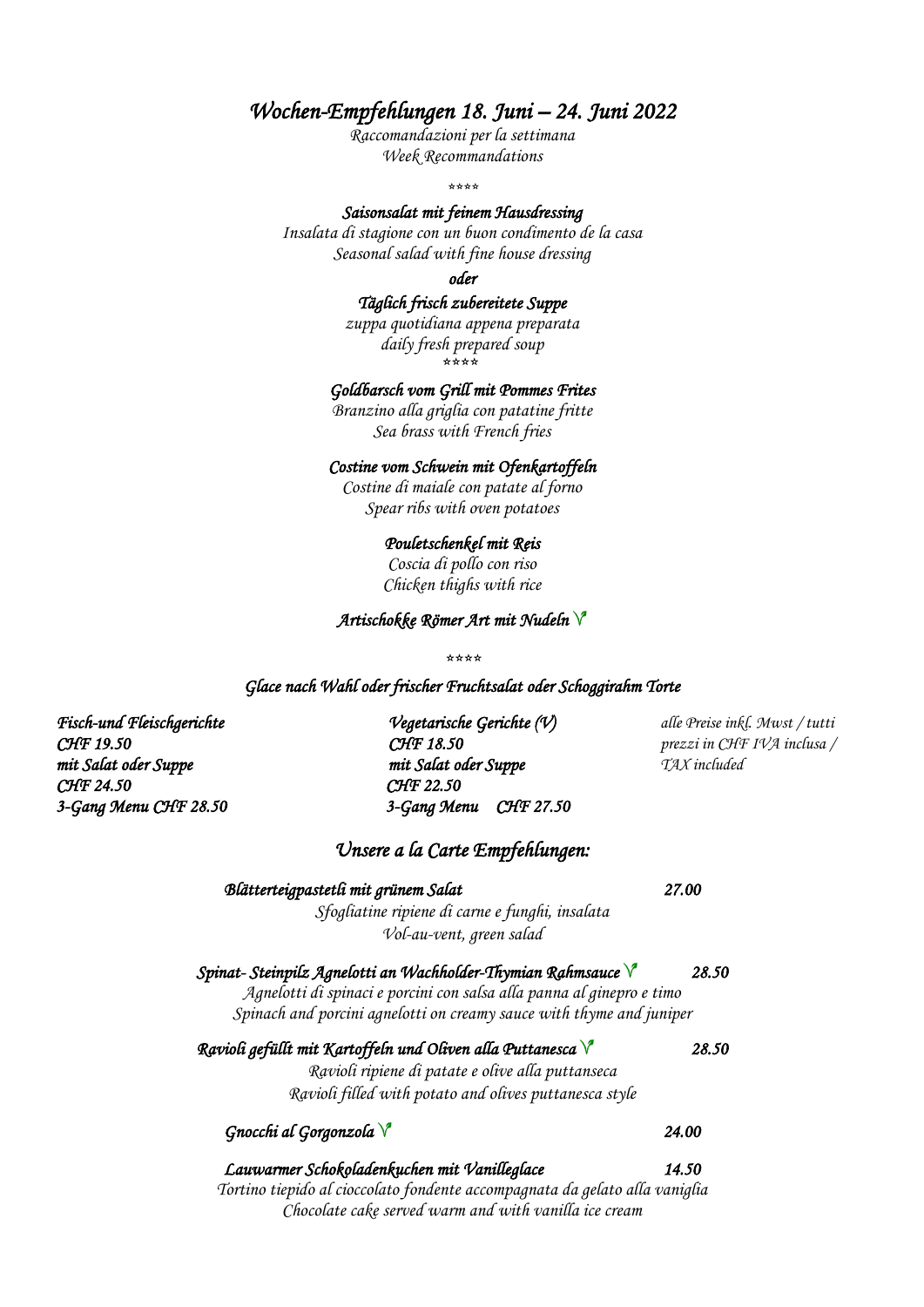# *Wochen-Empfehlungen 18. Juni – 24. Juni 2022*

*Raccomandazioni per la settimana*
*Week Recommandations*

\*\*\*\*

***Saisonsalat mit feinem Hausdressing***
*Insalata di stagione con un buon condimento de la casa*
*Seasonal salad with fine house dressing*

***oder***

***Täglich frisch zubereitete Suppe***
*zuppa quotidiana appena preparata*
*daily fresh prepared soup*

\*\*\*\*

***Goldbarsch vom Grill mit Pommes Frites***
*Branzino alla griglia con patatine fritte*
*Sea brass with French fries*

***Costine vom Schwein mit Ofenkartoffeln***
*Costine di maiale con patate al forno*
*Spear ribs with oven potatoes*

***Pouletschenkel mit Reis***
*Coscia di pollo con riso*
*Chicken thighs with rice*

***Artischokke Römer Art mit Nudeln*** V

\*\*\*\*

***Glace nach Wahl oder frischer Fruchtsalat oder Schoggirahm Torte***

| ***Fisch-und Fleischgerichte*** | ***Vegetarische Gerichte (V)*** | *alle Preise inkl. Mwst / tutti prezzi in CHF IVA inclusa / TAX included* |
|---|---|---|
| ***CHF 19.50*** | ***CHF 18.50*** | |
| ***mit Salat oder Suppe*** | ***mit Salat oder Suppe*** | |
| ***CHF 24.50*** | ***CHF 22.50*** | |
| ***3-Gang Menu CHF 28.50*** | ***3-Gang Menu CHF 27.50*** | |

## *Unsere a la Carte Empfehlungen:*

***Blätterteigpastetli mit grünem Salat*** — ***27.00***
*Sfogliatine ripiene di carne e funghi, insalata*
*Vol-au-vent, green salad*

***Spinat- Steinpilz Agnelotti an Wachholder-Thymian Rahmsauce*** V — ***28.50***
*Agnelotti di spinaci e porcini con salsa alla panna al ginepro e timo*
*Spinach and porcini agnelotti on creamy sauce with thyme and juniper*

***Ravioli gefüllt mit Kartoffeln und Oliven alla Puttanesca*** V — ***28.50***
*Ravioli ripiene di patate e olive alla puttanseca*
*Ravioli filled with potato and olives puttanesca style*

***Gnocchi al Gorgonzola*** V — ***24.00***

***Lauwarmer Schokoladenkuchen mit Vanilleglace*** — ***14.50***
*Tortino tiepido al cioccolato fondente accompagnata da gelato alla vaniglia*
*Chocolate cake served warm and with vanilla ice cream*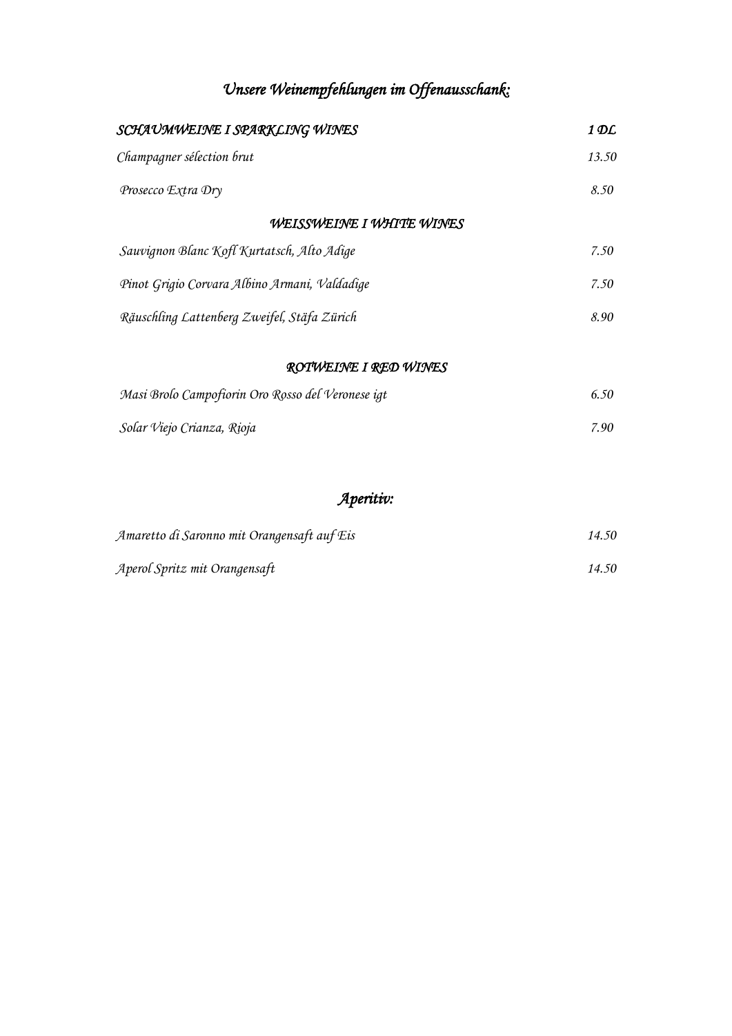# *Unsere Weinempfehlungen im Offenausschank:*

| *SCHAUMWEINE I SPARKLING WINES* | *1 DL* |
|---|---|
| *Champagner sélection brut* | *13.50* |
| *Prosecco Extra Dry* | *8.50* |
| ***WEISSWEINE I WHITE WINES*** | |
| *Sauvignon Blanc Kofl Kurtatsch, Alto Adige* | *7.50* |
| *Pinot Grigio Corvara Albino Armani, Valdadige* | *7.50* |
| *Räuschling Lattenberg Zweifel, Stäfa Zürich* | *8.90* |
| ***ROTWEINE I RED WINES*** | |
| *Masi Brolo Campofiorin Oro Rosso del Veronese igt* | *6.50* |
| *Solar Viejo Crianza, Rioja* | *7.90* |

## *Aperitiv:*

| | |
|---|---|
| *Amaretto di Saronno mit Orangensaft auf Eis* | *14.50* |
| *Aperol Spritz mit Orangensaft* | *14.50* |